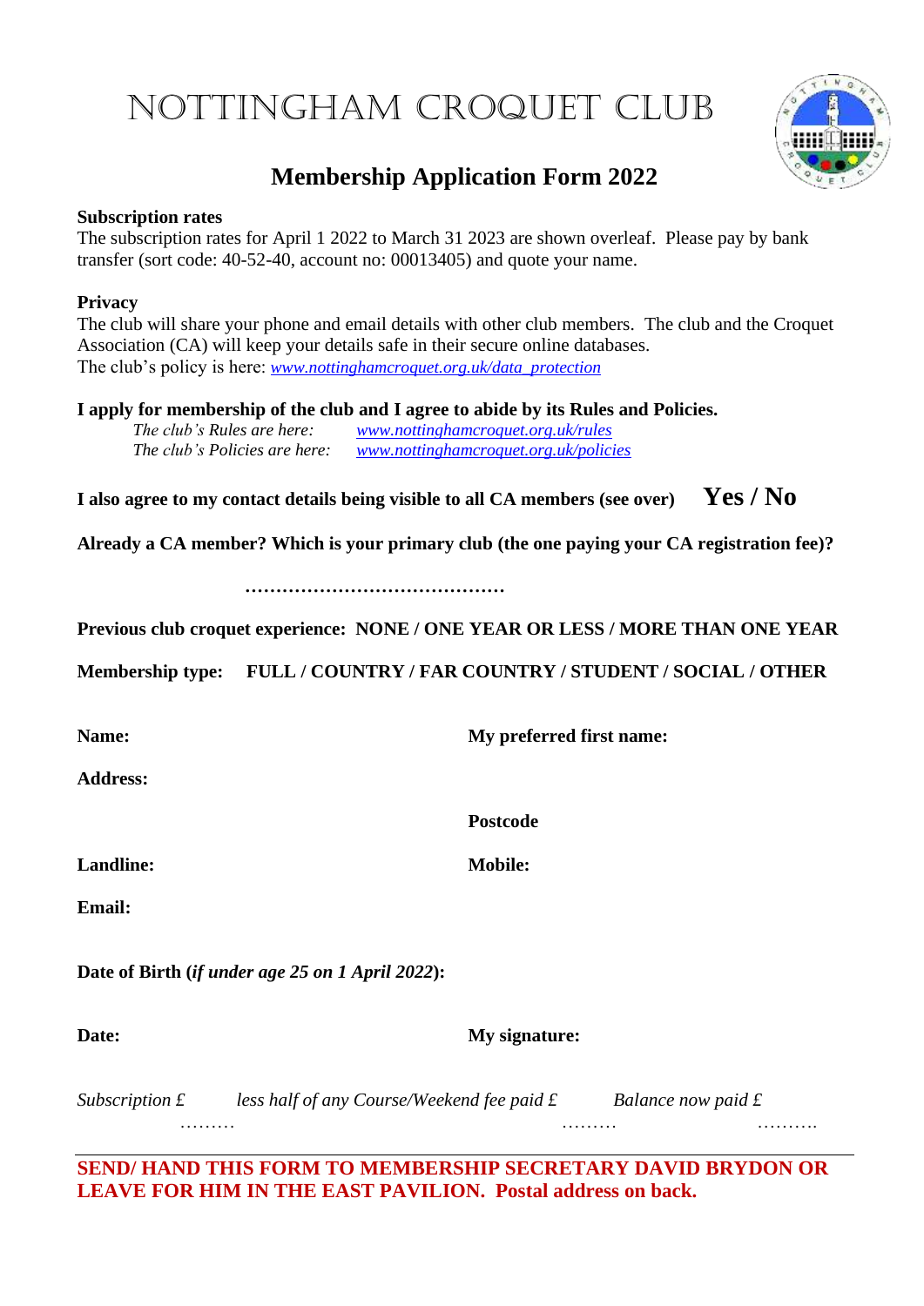# NOTTINGHAM CROQUET CLUB

## Membership Application Form 2022

**Subscription rates**
The subscription rates for April 1 2022 to March 31 2023 are shown overleaf. Please pay by bank transfer (sort code: 40-52-40, account no: 00013405) and quote your name.

**Privacy**
The club will share your phone and email details with other club members. The club and the Croquet Association (CA) will keep your details safe in their secure online databases.
The club's policy is here: *www.nottinghamcroquet.org.uk/data_protection*

**I apply for membership of the club and I agree to abide by its Rules and Policies.**

*The club's Rules are here:* *www.nottinghamcroquet.org.uk/rules*
*The club's Policies are here:* *www.nottinghamcroquet.org.uk/policies*

**I also agree to my contact details being visible to all CA members (see over)** **Yes / No**

**Already a CA member? Which is your primary club (the one paying your CA registration fee)?**

……………………………………

**Previous club croquet experience: NONE / ONE YEAR OR LESS / MORE THAN ONE YEAR**

**Membership type: FULL / COUNTRY / FAR COUNTRY / STUDENT / SOCIAL / OTHER**

**Name:** **My preferred first name:**

**Address:**

**Postcode**

**Landline:** **Mobile:**

**Email:**

**Date of Birth (*if under age 25 on 1 April 2022*):**

**Date:** **My signature:**

*Subscription £* ……… *less half of any Course/Weekend fee paid £* ……… *Balance now paid £* ……….

---

**SEND/ HAND THIS FORM TO MEMBERSHIP SECRETARY DAVID BRYDON OR LEAVE FOR HIM IN THE EAST PAVILION. Postal address on back.**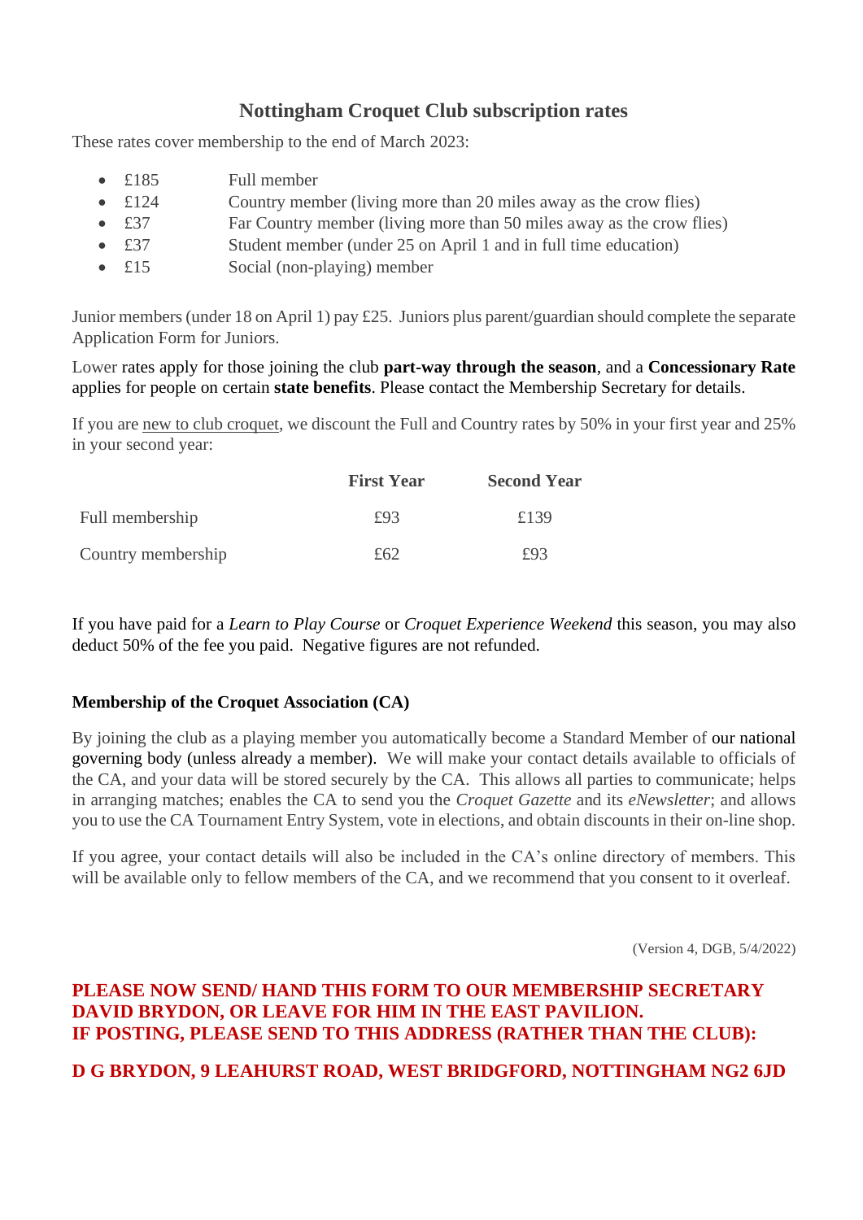## Nottingham Croquet Club subscription rates

These rates cover membership to the end of March 2023:

- £185 Full member
- £124 Country member (living more than 20 miles away as the crow flies)
- £37 Far Country member (living more than 50 miles away as the crow flies)
- £37 Student member (under 25 on April 1 and in full time education)
- £15 Social (non-playing) member

Junior members (under 18 on April 1) pay £25. Juniors plus parent/guardian should complete the separate Application Form for Juniors.

Lower rates apply for those joining the club **part-way through the season**, and a **Concessionary Rate** applies for people on certain **state benefits**. Please contact the Membership Secretary for details.

If you are new to club croquet, we discount the Full and Country rates by 50% in your first year and 25% in your second year:

| | First Year | Second Year |
|---|---|---|
| Full membership | £93 | £139 |
| Country membership | £62 | £93 |

If you have paid for a *Learn to Play Course* or *Croquet Experience Weekend* this season, you may also deduct 50% of the fee you paid. Negative figures are not refunded.

### Membership of the Croquet Association (CA)

By joining the club as a playing member you automatically become a Standard Member of our national governing body (unless already a member). We will make your contact details available to officials of the CA, and your data will be stored securely by the CA. This allows all parties to communicate; helps in arranging matches; enables the CA to send you the *Croquet Gazette* and its *eNewsletter*; and allows you to use the CA Tournament Entry System, vote in elections, and obtain discounts in their on-line shop.

If you agree, your contact details will also be included in the CA's online directory of members. This will be available only to fellow members of the CA, and we recommend that you consent to it overleaf.

(Version 4, DGB, 5/4/2022)

**PLEASE NOW SEND/ HAND THIS FORM TO OUR MEMBERSHIP SECRETARY DAVID BRYDON, OR LEAVE FOR HIM IN THE EAST PAVILION.**
**IF POSTING, PLEASE SEND TO THIS ADDRESS (RATHER THAN THE CLUB):**

**D G BRYDON, 9 LEAHURST ROAD, WEST BRIDGFORD, NOTTINGHAM NG2 6JD**